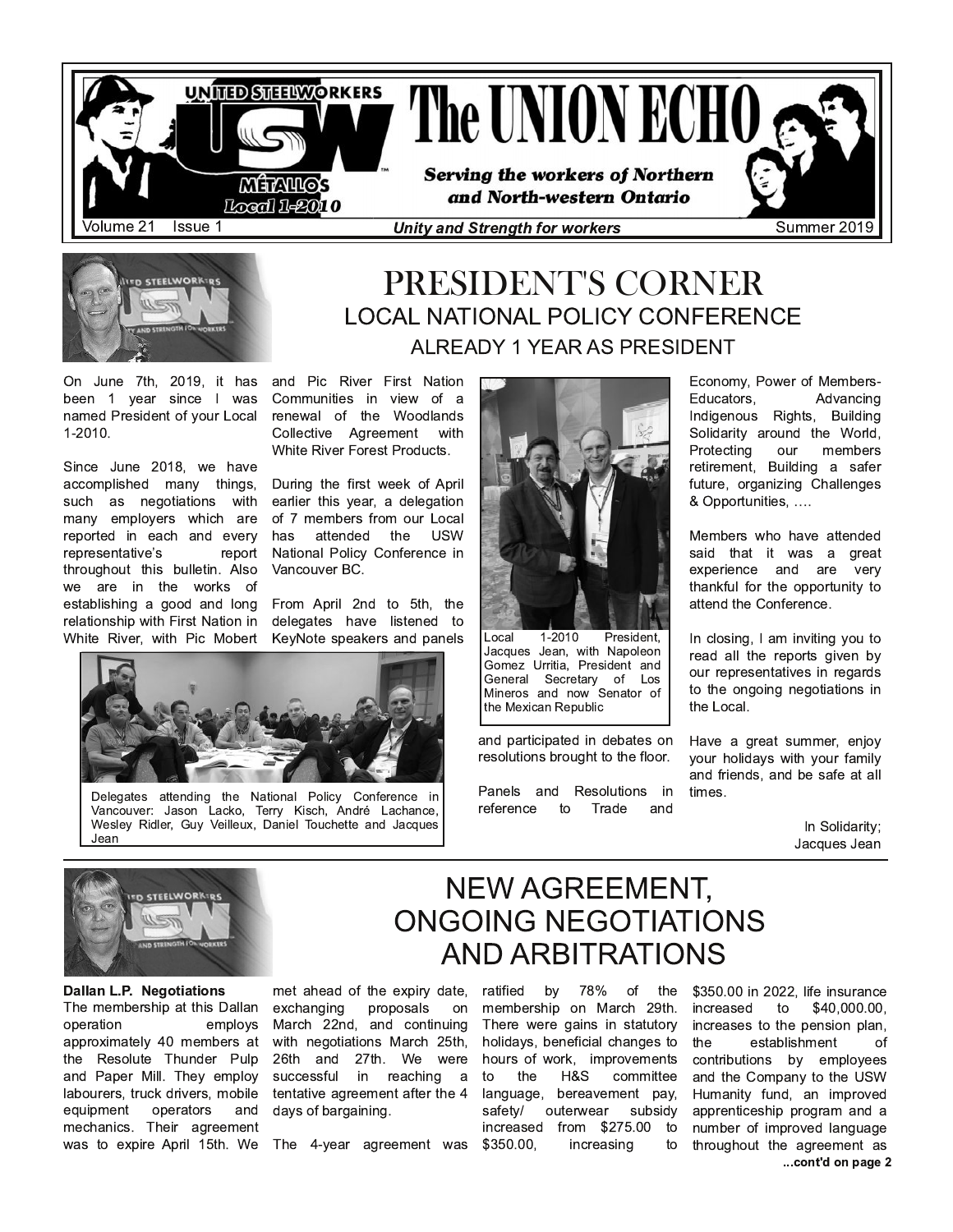# The UNION ECHO

UNITED STEELWORKERS USW MÉTALLOS Local 1-2010

*Serving the workers of Northern and North-western Ontario*

Volume 21 Issue 1 — *Unity and Strength for workers* — Summer 2019

## PRESIDENT'S CORNER

### LOCAL NATIONAL POLICY CONFERENCE

### ALREADY 1 YEAR AS PRESIDENT

On June 7th, 2019, it has been 1 year since I was named President of your Local 1-2010.

Since June 2018, we have accomplished many things, such as negotiations with many employers which are reported in each and every representative's report throughout this bulletin. Also we are in the works of establishing a good and long relationship with First Nation in White River, with Pic Mobert and Pic River First Nation Communities in view of a renewal of the Woodlands Collective Agreement with White River Forest Products.

During the first week of April earlier this year, a delegation of 7 members from our Local has attended the USW National Policy Conference in Vancouver BC.

From April 2nd to 5th, the delegates have listened to KeyNote speakers and panels and participated in debates on resolutions brought to the floor.

Delegates attending the National Policy Conference in Vancouver: Jason Lacko, Terry Kisch, André Lachance, Wesley Ridler, Guy Veilleux, Daniel Touchette and Jacques Jean

Local 1-2010 President, Jacques Jean, with Napoleon Gomez Urritia, President and General Secretary of Los Mineros and now Senator of the Mexican Republic

Panels and Resolutions in reference to Trade and Economy, Power of Members-Educators, Advancing Indigenous Rights, Building Solidarity around the World, Protecting our members retirement, Building a safer future, organizing Challenges & Opportunities, ….

Members who have attended said that it was a great experience and are very thankful for the opportunity to attend the Conference.

In closing, I am inviting you to read all the reports given by our representatives in regards to the ongoing negotiations in the Local.

Have a great summer, enjoy your holidays with your family and friends, and be safe at all times.

In Solidarity;
Jacques Jean

## NEW AGREEMENT, ONGOING NEGOTIATIONS AND ARBITRATIONS

**Dallan L.P. Negotiations**

The membership at this Dallan operation employs approximately 40 members at the Resolute Thunder Pulp and Paper Mill. They employ labourers, truck drivers, mobile equipment operators and mechanics. Their agreement was to expire April 15th. We met ahead of the expiry date, exchanging proposals on March 22nd, and continuing with negotiations March 25th, 26th and 27th. We were successful in reaching a tentative agreement after the 4 days of bargaining.

The 4-year agreement was ratified by 78% of the membership on March 29th. There were gains in statutory holidays, beneficial changes to hours of work, improvements to the H&S committee language, bereavement pay, safety/ outerwear subsidy increased from $275.00 to $350.00, increasing to $350.00 in 2022, life insurance increased to $40,000.00, increases to the pension plan, the establishment of contributions by employees and the Company to the USW Humanity fund, an improved apprenticeship program and a number of improved language throughout the agreement as

...cont'd on page 2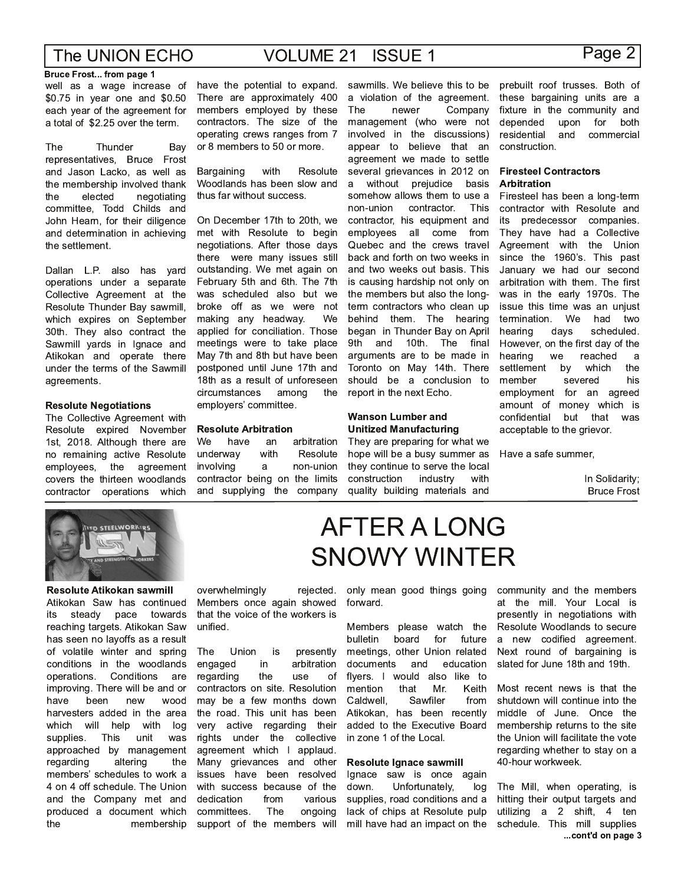**Bruce Frost... from page 1**

well as a wage increase of $0.75 in year one and $0.50 each year of the agreement for a total of $2.25 over the term.

The Thunder Bay representatives, Bruce Frost and Jason Lacko, as well as the membership involved thank the elected negotiating committee, Todd Childs and John Hearn, for their diligence and determination in achieving the settlement.

Dallan L.P. also has yard operations under a separate Collective Agreement at the Resolute Thunder Bay sawmill, which expires on September 30th. They also contract the Sawmill yards in Ignace and Atikokan and operate there under the terms of the Sawmill agreements.

**Resolute Negotiations**

The Collective Agreement with Resolute expired November 1st, 2018. Although there are no remaining active Resolute employees, the agreement covers the thirteen woodlands contractor operations which have the potential to expand. There are approximately 400 members employed by these contractors. The size of the operating crews ranges from 7 or 8 members to 50 or more.

Bargaining with Resolute Woodlands has been slow and thus far without success.

On December 17th to 20th, we met with Resolute to begin negotiations. After those days there were many issues still outstanding. We met again on February 5th and 6th. The 7th was scheduled also but we broke off as we were not making any headway. We applied for conciliation. Those meetings were to take place May 7th and 8th but have been postponed until June 17th and 18th as a result of unforeseen circumstances among the employers' committee.

**Resolute Arbitration**

We have an arbitration underway with Resolute involving a non-union contractor being on the limits and supplying the company sawmills. We believe this to be a violation of the agreement. The newer Company management (who were not involved in the discussions) appear to believe that an agreement we made to settle several grievances in 2012 on a without prejudice basis somehow allows them to use a non-union contractor. This contractor, his equipment and employees all come from Quebec and the crews travel back and forth on two weeks in and two weeks out basis. This is causing hardship not only on the members but also the long-term contractors who clean up behind them. The hearing began in Thunder Bay on April 9th and 10th. The final arguments are to be made in Toronto on May 14th. There should be a conclusion to report in the next Echo.

**Wanson Lumber and Unitized Manufacturing**

They are preparing for what we hope will be a busy summer as they continue to serve the local construction industry with quality building materials and prebuilt roof trusses. Both of these bargaining units are a fixture in the community and depended upon for both residential and commercial construction.

**Firesteel Contractors Arbitration**

Firesteel has been a long-term contractor with Resolute and its predecessor companies. They have had a Collective Agreement with the Union since the 1960's. This past January we had our second arbitration with them. The first was in the early 1970s. The issue this time was an unjust termination. We had two hearing days scheduled. However, on the first day of the hearing we reached a settlement by which the member severed his employment for an agreed amount of money which is confidential but that was acceptable to the grievor.

Have a safe summer,

In Solidarity;
Bruce Frost

# AFTER A LONG SNOWY WINTER

**Resolute Atikokan sawmill**

Atikokan Saw has continued its steady pace towards reaching targets. Atikokan Saw has seen no layoffs as a result of volatile winter and spring conditions in the woodlands operations. Conditions are improving. There will be and or have been new wood harvesters added in the area which will help with log supplies. This unit was approached by management regarding altering the members' schedules to work a 4 on 4 off schedule. The Union and the Company met and produced a document which the membership overwhelmingly rejected. Members once again showed that the voice of the workers is unified.

The Union is presently engaged in arbitration regarding the use of contractors on site. Resolution may be a few months down the road. This unit has been very active regarding their rights under the collective agreement which I applaud. Many grievances and other issues have been resolved with success because of the dedication from various committees. The ongoing support of the members will only mean good things going forward.

Members please watch the bulletin board for future meetings, other Union related documents and education flyers. I would also like to mention that Mr. Keith Caldwell, Sawfiler from Atikokan, has been recently added to the Executive Board in zone 1 of the Local.

**Resolute Ignace sawmill**

Ignace saw is once again down. Unfortunately, log supplies, road conditions and a lack of chips at Resolute pulp mill have had an impact on the community and the members at the mill. Your Local is presently in negotiations with Resolute Woodlands to secure a new codified agreement. Next round of bargaining is slated for June 18th and 19th.

Most recent news is that the shutdown will continue into the middle of June. Once the membership returns to the site the Union will facilitate the vote regarding whether to stay on a 40-hour workweek.

The Mill, when operating, is hitting their output targets and utilizing a 2 shift, 4 ten schedule. This mill supplies

**...cont'd on page 3**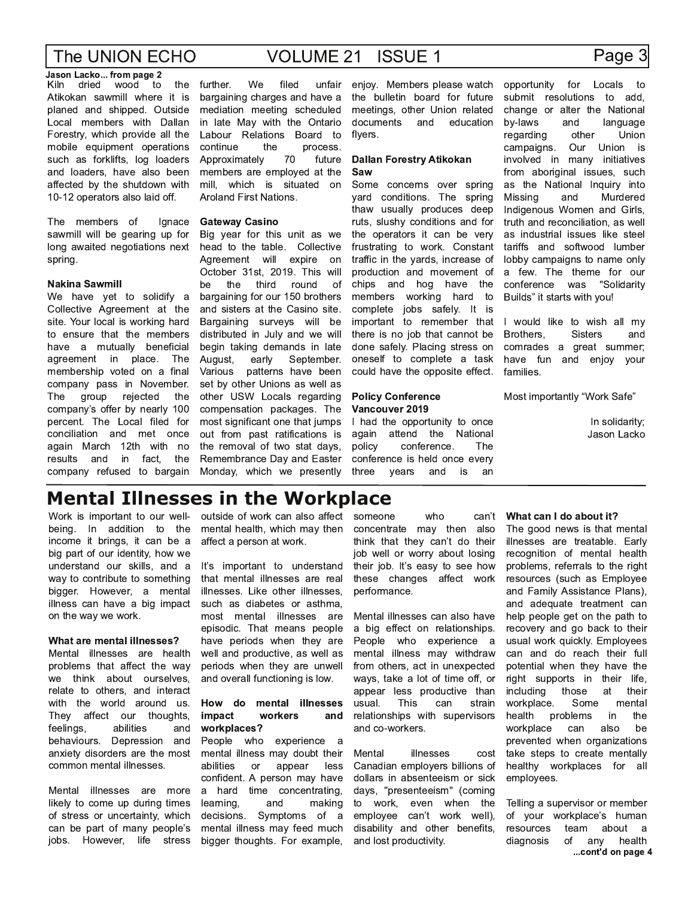**Jason Lacko... from page 2**

Kiln dried wood to the Atikokan sawmill where it is planed and shipped. Outside Local members with Dallan Forestry, which provide all the mobile equipment operations such as forklifts, log loaders and loaders, have also been affected by the shutdown with 10-12 operators also laid off.

The members of Ignace sawmill will be gearing up for long awaited negotiations next spring.

**Nakina Sawmill**

We have yet to solidify a Collective Agreement at the site. Your local is working hard to ensure that the members have a mutually beneficial agreement in place. The membership voted on a final company pass in November. The group rejected the company's offer by nearly 100 percent. The Local filed for conciliation and met once again March 12th with no results and in fact, the company refused to bargain further. We filed unfair bargaining charges and have a mediation meeting scheduled in late May with the Ontario Labour Relations Board to continue the process. Approximately 70 future members are employed at the mill, which is situated on Aroland First Nations.

**Gateway Casino**

Big year for this unit as we head to the table. Collective Agreement will expire on October 31st, 2019. This will be the third round of bargaining for our 150 brothers and sisters at the Casino site. Bargaining surveys will be distributed in July and we will begin taking demands in late August, early September. Various patterns have been set by other Unions as well as other USW Locals regarding compensation packages. The most significant one that jumps out from past ratifications is the removal of two stat days, Remembrance Day and Easter Monday, which we presently enjoy. Members please watch the bulletin board for future meetings, other Union related documents and education flyers.

**Dallan Forestry Atikokan Saw**

Some concerns over spring yard conditions. The spring thaw usually produces deep ruts, slushy conditions and for the operators it can be very frustrating to work. Constant traffic in the yards, increase of production and movement of chips and hog have the members working hard to complete jobs safely. It is important to remember that there is no job that cannot be done safely. Placing stress on oneself to complete a task could have the opposite effect.

**Policy Conference Vancouver 2019**

I had the opportunity to once again attend the National policy conference. The conference is held once every three years and is an opportunity for Locals to submit resolutions to add, change or alter the National by-laws and language regarding other Union campaigns. Our Union is involved in many initiatives from aboriginal issues, such as the National Inquiry into Missing and Murdered Indigenous Women and Girls, truth and reconciliation, as well as industrial issues like steel tariffs and softwood lumber lobby campaigns to name only a few. The theme for our conference was "Solidarity Builds" it starts with you!

I would like to wish all my Brothers, Sisters and comrades a great summer; have fun and enjoy your families.

Most importantly "Work Safe"

In solidarity;
Jason Lacko

# Mental Illnesses in the Workplace

Work is important to our well-being. In addition to the income it brings, it can be a big part of our identity, how we understand our skills, and a way to contribute to something bigger. However, a mental illness can have a big impact on the way we work.

**What are mental illnesses?**

Mental illnesses are health problems that affect the way we think about ourselves, relate to others, and interact with the world around us. They affect our thoughts, feelings, abilities and behaviours. Depression and anxiety disorders are the most common mental illnesses.

Mental illnesses are more likely to come up during times of stress or uncertainty, which can be part of many people's jobs. However, life stress outside of work can also affect mental health, which may then affect a person at work.

It's important to understand that mental illnesses are real illnesses. Like other illnesses, such as diabetes or asthma, most mental illnesses are episodic. That means people have periods when they are well and productive, as well as periods when they are unwell and overall functioning is low.

**How do mental illnesses impact workers and workplaces?**

People who experience a mental illness may doubt their abilities or appear less confident. A person may have a hard time concentrating, learning, and making decisions. Symptoms of a mental illness may feed much bigger thoughts. For example, someone who can't concentrate may then also think that they can't do their job well or worry about losing their job. It's easy to see how these changes affect work performance.

Mental illnesses can also have a big effect on relationships. People who experience a mental illness may withdraw from others, act in unexpected ways, take a lot of time off, or appear less productive than usual. This can strain relationships with supervisors and co-workers.

Mental illnesses cost Canadian employers billions of dollars in absenteeism or sick days, "presenteeism" (coming to work, even when the employee can't work well), disability and other benefits, and lost productivity.

**What can I do about it?**

The good news is that mental illnesses are treatable. Early recognition of mental health problems, referrals to the right resources (such as Employee and Family Assistance Plans), and adequate treatment can help people get on the path to recovery and go back to their usual work quickly. Employees can and do reach their full potential when they have the right supports in their life, including those at their workplace. Some mental health problems in the workplace can also be prevented when organizations take steps to create mentally healthy workplaces for all employees.

Telling a supervisor or member of your workplace's human resources team about a diagnosis of any health

**...cont'd on page 4**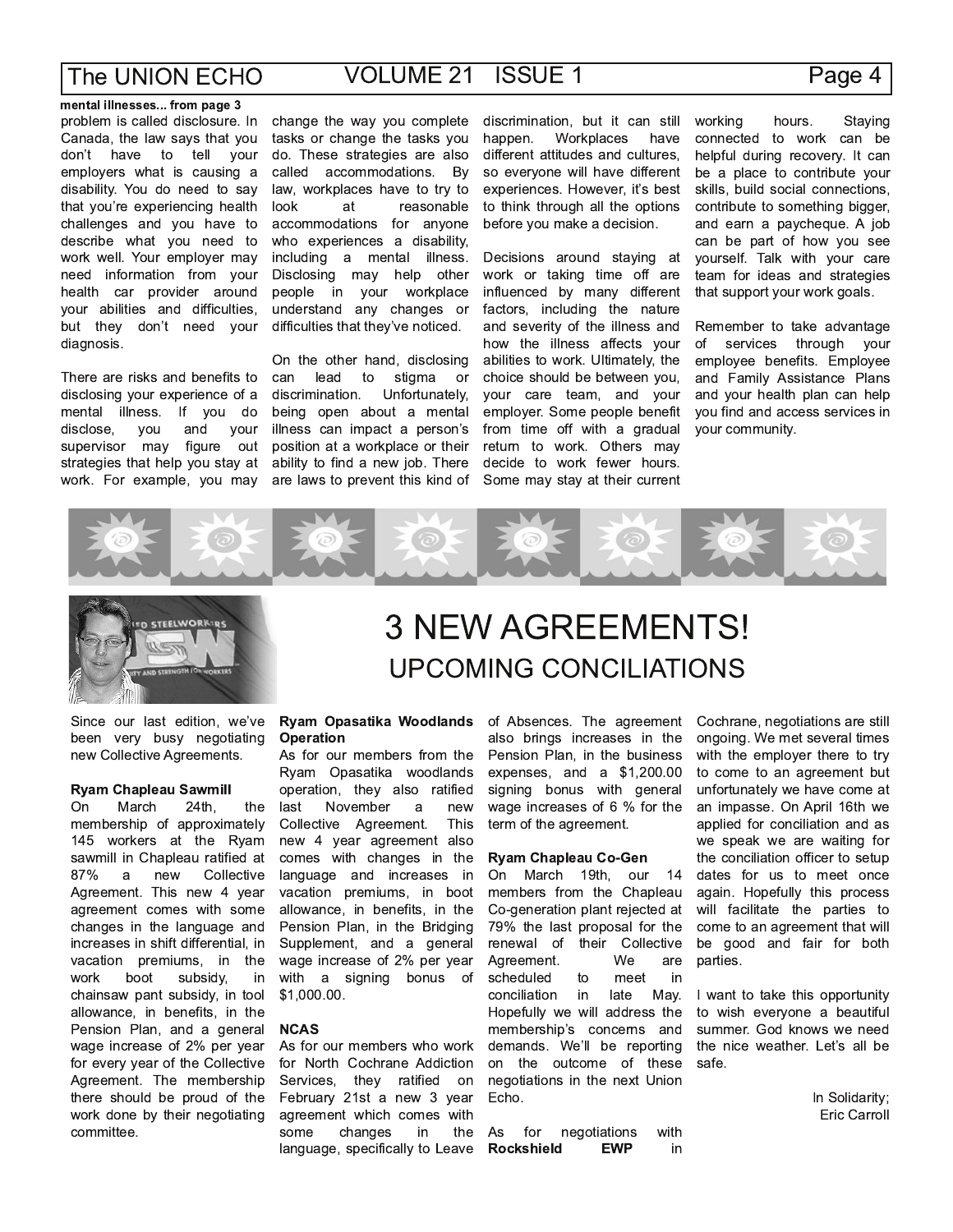**mental illnesses... from page 3**

problem is called disclosure. In Canada, the law says that you don't have to tell your employers what is causing a disability. You do need to say that you're experiencing health challenges and you have to describe what you need to work well. Your employer may need information from your health car provider around your abilities and difficulties, but they don't need your diagnosis.

There are risks and benefits to disclosing your experience of a mental illness. If you do disclose, you and your supervisor may figure out strategies that help you stay at work. For example, you may change the way you complete tasks or change the tasks you do. These strategies are also called accommodations. By law, workplaces have to try to look at reasonable accommodations for anyone who experiences a disability, including a mental illness. Disclosing may help other people in your workplace understand any changes or difficulties that they've noticed.

On the other hand, disclosing can lead to stigma or discrimination. Unfortunately, being open about a mental illness can impact a person's position at a workplace or their ability to find a new job. There are laws to prevent this kind of discrimination, but it can still happen. Workplaces have different attitudes and cultures, so everyone will have different experiences. However, it's best to think through all the options before you make a decision.

Decisions around staying at work or taking time off are influenced by many different factors, including the nature and severity of the illness and how the illness affects your abilities to work. Ultimately, the choice should be between you, your care team, and your employer. Some people benefit from time off with a gradual return to work. Others may decide to work fewer hours. Some may stay at their current working hours. Staying connected to work can be helpful during recovery. It can be a place to contribute your skills, build social connections, contribute to something bigger, and earn a paycheque. A job can be part of how you see yourself. Talk with your care team for ideas and strategies that support your work goals.

Remember to take advantage of services through your employee benefits. Employee and Family Assistance Plans and your health plan can help you find and access services in your community.

# 3 NEW AGREEMENTS!

## UPCOMING CONCILIATIONS

Since our last edition, we've been very busy negotiating new Collective Agreements.

**Ryam Chapleau Sawmill**

On March 24th, the membership of approximately 145 workers at the Ryam sawmill in Chapleau ratified at 87% a new Collective Agreement. This new 4 year agreement comes with some changes in the language and increases in shift differential, in vacation premiums, in the work boot subsidy, in chainsaw pant subsidy, in tool allowance, in benefits, in the Pension Plan, and a general wage increase of 2% per year for every year of the Collective Agreement. The membership there should be proud of the work done by their negotiating committee.

**Ryam Opasatika Woodlands Operation**

As for our members from the Ryam Opasatika woodlands operation, they also ratified last November a new Collective Agreement. This new 4 year agreement also comes with changes in the language and increases in vacation premiums, in boot allowance, in benefits, in the Pension Plan, in the Bridging Supplement, and a general wage increase of 2% per year with a signing bonus of $1,000.00.

**NCAS**

As for our members who work for North Cochrane Addiction Services, they ratified on February 21st a new 3 year agreement which comes with some changes in the language, specifically to Leave of Absences. The agreement also brings increases in the Pension Plan, in the business expenses, and a $1,200.00 signing bonus with general wage increases of 6 % for the term of the agreement.

**Ryam Chapleau Co-Gen**

On March 19th, our 14 members from the Chapleau Co-generation plant rejected at 79% the last proposal for the renewal of their Collective Agreement. We are scheduled to meet in conciliation in late May. Hopefully we will address the membership's concerns and demands. We'll be reporting on the outcome of these negotiations in the next Union Echo.

As for negotiations with **Rockshield EWP** in Cochrane, negotiations are still ongoing. We met several times with the employer there to try to come to an agreement but unfortunately we have come at an impasse. On April 16th we applied for conciliation and as we speak we are waiting for the conciliation officer to setup dates for us to meet once again. Hopefully this process will facilitate the parties to come to an agreement that will be good and fair for both parties.

I want to take this opportunity to wish everyone a beautiful summer. God knows we need the nice weather. Let's all be safe.

In Solidarity;
Eric Carroll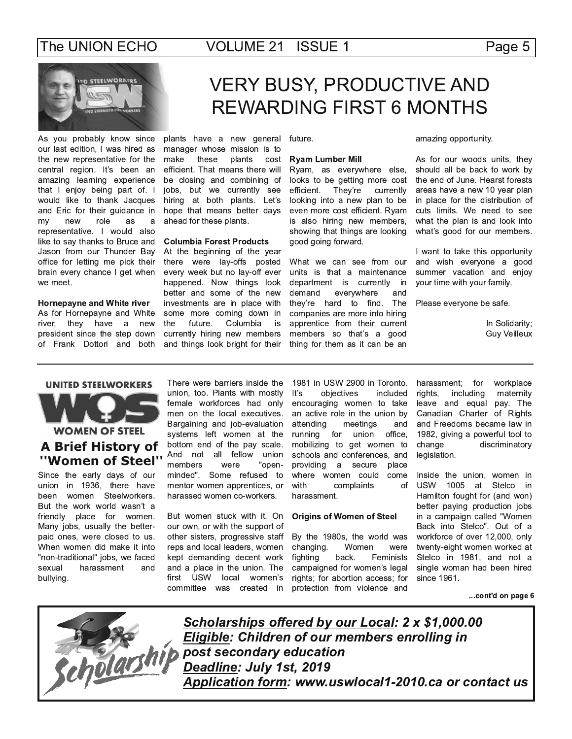# VERY BUSY, PRODUCTIVE AND REWARDING FIRST 6 MONTHS

As you probably know since our last edition, I was hired as the new representative for the central region. It's been an amazing learning experience that I enjoy being part of. I would like to thank Jacques and Eric for their guidance in my new role as a representative. I would also like to say thanks to Bruce and Jason from our Thunder Bay office for letting me pick their brain every chance I get when we meet.

**Hornepayne and White river**
As for Hornepayne and White river, they have a new president since the step down of Frank Dottori and both plants have a new general manager whose mission is to make these plants cost efficient. That means there will be closing and combining of jobs, but we currently see hiring at both plants. Let's hope that means better days ahead for these plants.

**Columbia Forest Products**
At the beginning of the year there were lay-offs posted every week but no lay-off ever happened. Now things look better and some of the new investments are in place with some more coming down in the future. Columbia is currently hiring new members and things look bright for their future.

**Ryam Lumber Mill**
Ryam, as everywhere else, looks to be getting more cost efficient. They're currently looking into a new plan to be even more cost efficient. Ryam is also hiring new members, showing that things are looking good going forward.

What we can see from our units is that a maintenance department is currently in demand everywhere and they're hard to find. The companies are more into hiring apprentice from their current members so that's a good thing for them as it can be an amazing opportunity.

As for our woods units, they should all be back to work by the end of June. Hearst forests areas have a new 10 year plan in place for the distribution of cuts limits. We need to see what the plan is and look into what's good for our members.

I want to take this opportunity and wish everyone a good summer vacation and enjoy your time with your family.

Please everyone be safe.

In Solidarity;
Guy Veilleux

---

UNITED STEELWORKERS
WOS
WOMEN OF STEEL

## A Brief History of "Women of Steel"

Since the early days of our union in 1936, there have been women Steelworkers. But the work world wasn't a friendly place for women. Many jobs, usually the better-paid ones, were closed to us. When women did make it into "non-traditional" jobs, we faced sexual harassment and bullying.

There were barriers inside the union, too. Plants with mostly female workforces had only men on the local executives. Bargaining and job-evaluation systems left women at the bottom end of the pay scale. And not all fellow union members were "open-minded". Some refused to mentor women apprentices, or harassed women co-workers.

But women stuck with it. On our own, or with the support of other sisters, progressive staff reps and local leaders, women kept demanding decent work and a place in the union. The first USW local women's committee was created in 1981 in USW 2900 in Toronto. It's objectives included encouraging women to take an active role in the union by attending meetings and running for union office, mobilizing to get women to schools and conferences, and providing a secure place where women could come with complaints of harassment.

**Origins of Women of Steel**

By the 1980s, the world was changing. Women were fighting back. Feminists campaigned for women's legal rights; for abortion access; for protection from violence and harassment; for workplace rights, including maternity leave and equal pay. The Canadian Charter of Rights and Freedoms became law in 1982, giving a powerful tool to change discriminatory legislation.

Inside the union, women in USW 1005 at Stelco in Hamilton fought for (and won) better paying production jobs in a campaign called "Women Back into Stelco". Out of a workforce of over 12,000, only twenty-eight women worked at Stelco in 1981, and not a single woman had been hired since 1961.

**...cont'd on page 6**

---

***Scholarships offered by our Local*: 2 x $1,000.00**
***Eligible*: Children of our members enrolling in post secondary education**
***Deadline*: July 1st, 2019**
***Application form*: www.uswlocal1-2010.ca or contact us**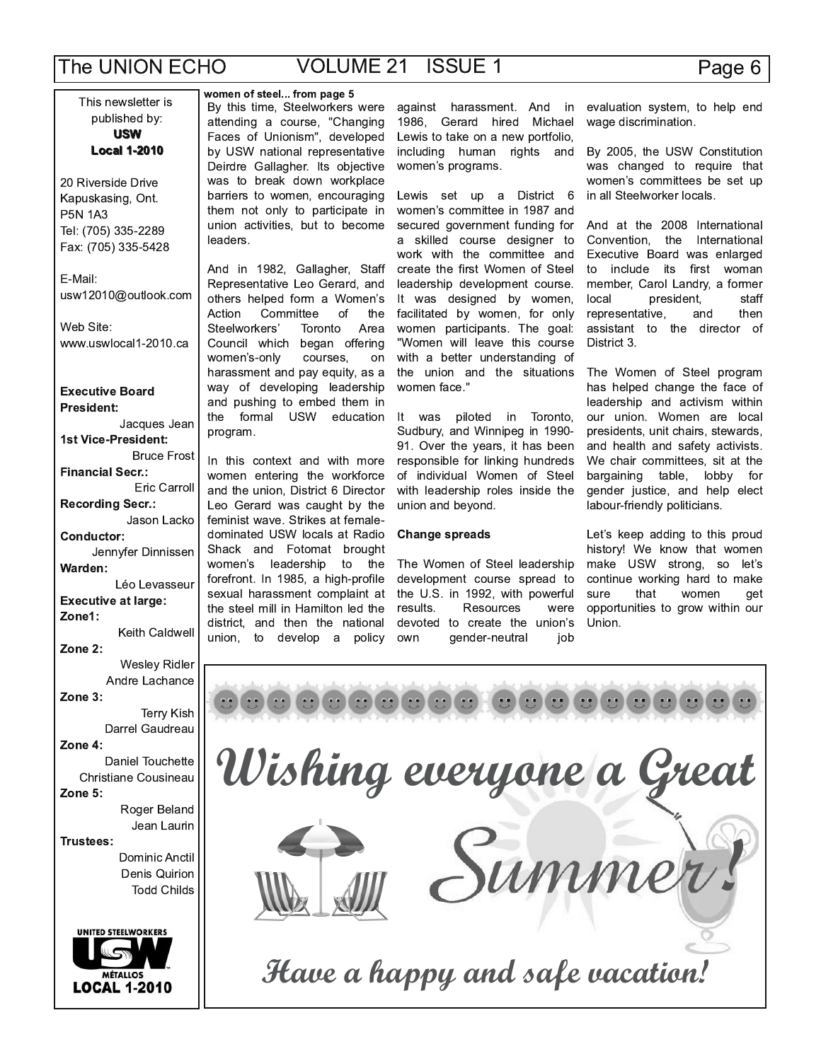**women of steel... from page 5**

By this time, Steelworkers were attending a course, "Changing Faces of Unionism", developed by USW national representative Deirdre Gallagher. Its objective was to break down workplace barriers to women, encouraging them not only to participate in union activities, but to become leaders.

And in 1982, Gallagher, Staff Representative Leo Gerard, and others helped form a Women's Action Committee of the Steelworkers' Toronto Area Council which began offering women's-only courses, on harassment and pay equity, as a way of developing leadership and pushing to embed them in the formal USW education program.

In this context and with more women entering the workforce and the union, District 6 Director Leo Gerard was caught by the feminist wave. Strikes at female-dominated USW locals at Radio Shack and Fotomat brought women's leadership to the forefront. In 1985, a high-profile sexual harassment complaint at the steel mill in Hamilton led the district, and then the national union, to develop a policy against harassment. And in 1986, Gerard hired Michael Lewis to take on a new portfolio, including human rights and women's programs.

Lewis set up a District 6 women's committee in 1987 and secured government funding for a skilled course designer to work with the committee and create the first Women of Steel leadership development course. It was designed by women, facilitated by women, for only women participants. The goal: "Women will leave this course with a better understanding of the union and the situations women face."

It was piloted in Toronto, Sudbury, and Winnipeg in 1990-91. Over the years, it has been responsible for linking hundreds of individual Women of Steel with leadership roles inside the union and beyond.

**Change spreads**

The Women of Steel leadership development course spread to the U.S. in 1992, with powerful results. Resources were devoted to create the union's own gender-neutral job evaluation system, to help end wage discrimination.

By 2005, the USW Constitution was changed to require that women's committees be set up in all Steelworker locals.

And at the 2008 International Convention, the International Executive Board was enlarged to include its first woman member, Carol Landry, a former local president, staff representative, and then assistant to the director of District 3.

The Women of Steel program has helped change the face of leadership and activism within our union. Women are local presidents, unit chairs, stewards, and health and safety activists. We chair committees, sit at the bargaining table, lobby for gender justice, and help elect labour-friendly politicians.

Let's keep adding to this proud history! We know that women make USW strong, so let's continue working hard to make sure that women get opportunities to grow within our Union.

*Wishing everyone a Great Summer!*

*Have a happy and safe vacation!*

---

This newsletter is published by:
**USW Local 1-2010**

20 Riverside Drive
Kapuskasing, Ont.
P5N 1A3
Tel: (705) 335-2289
Fax: (705) 335-5428

E-Mail:
usw12010@outlook.com

Web Site:
www.uswlocal1-2010.ca

**Executive Board**

**President:** Jacques Jean
**1st Vice-President:** Bruce Frost
**Financial Secr.:** Eric Carroll
**Recording Secr.:** Jason Lacko
**Conductor:** Jennyfer Dinnissen
**Warden:** Léo Levasseur
**Executive at large:**
**Zone1:** Keith Caldwell
**Zone 2:** Wesley Ridler, Andre Lachance
**Zone 3:** Terry Kish, Darrel Gaudreau
**Zone 4:** Daniel Touchette, Christiane Cousineau
**Zone 5:** Roger Beland, Jean Laurin
**Trustees:** Dominic Anctil, Denis Quirion, Todd Childs

UNITED STEELWORKERS USW MÉTALLOS LOCAL 1-2010